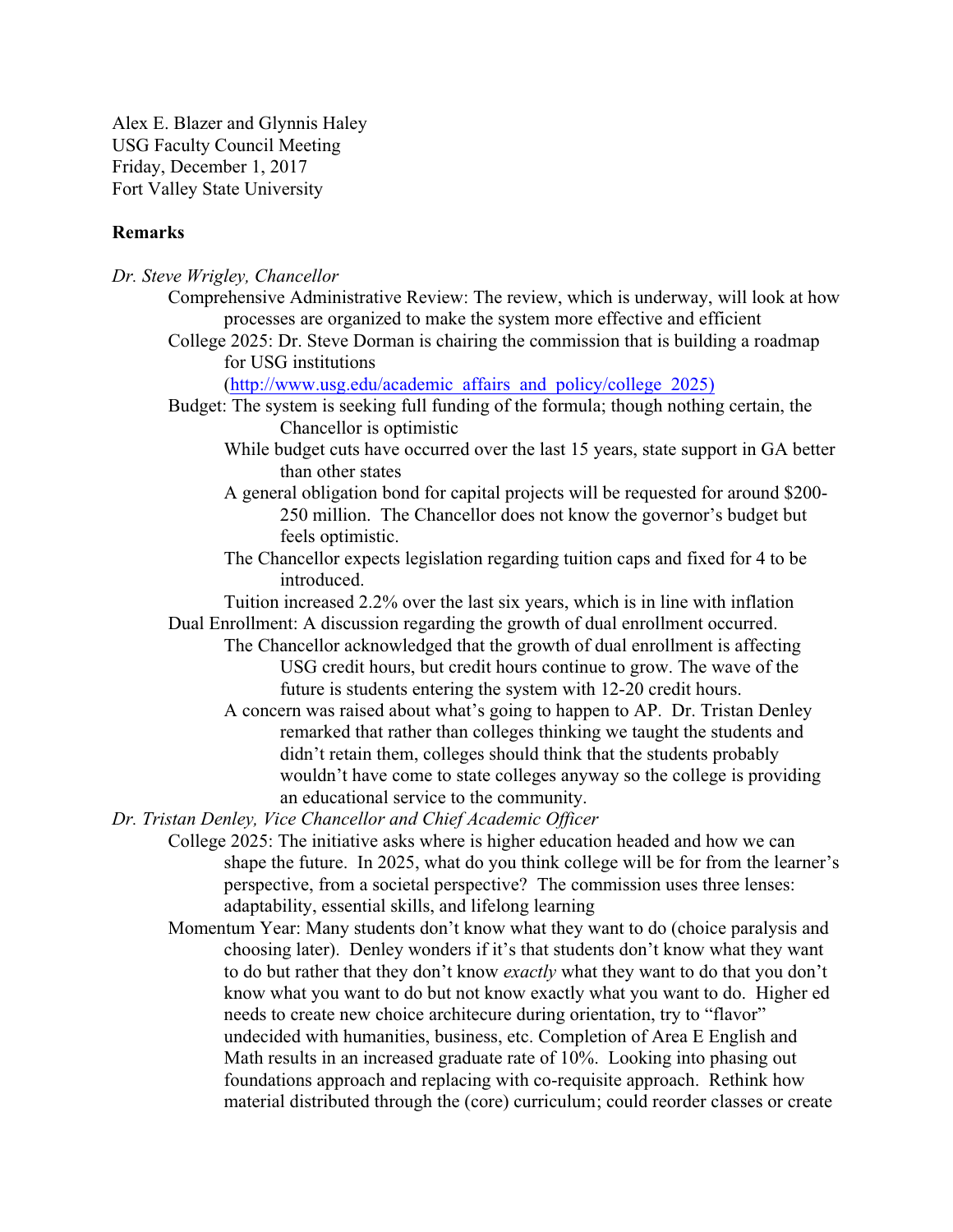Alex E. Blazer and Glynnis Haley
USG Faculty Council Meeting
Friday, December 1, 2017
Fort Valley State University

**Remarks**

*Dr. Steve Wrigley, Chancellor*

- Comprehensive Administrative Review: The review, which is underway, will look at how processes are organized to make the system more effective and efficient
- College 2025: Dr. Steve Dorman is chairing the commission that is building a roadmap for USG institutions (http://www.usg.edu/academic_affairs_and_policy/college_2025)
- Budget: The system is seeking full funding of the formula; though nothing certain, the Chancellor is optimistic
  - While budget cuts have occurred over the last 15 years, state support in GA better than other states
  - A general obligation bond for capital projects will be requested for around $200-250 million. The Chancellor does not know the governor's budget but feels optimistic.
  - The Chancellor expects legislation regarding tuition caps and fixed for 4 to be introduced.
  - Tuition increased 2.2% over the last six years, which is in line with inflation
- Dual Enrollment: A discussion regarding the growth of dual enrollment occurred.
  - The Chancellor acknowledged that the growth of dual enrollment is affecting USG credit hours, but credit hours continue to grow. The wave of the future is students entering the system with 12-20 credit hours.
  - A concern was raised about what's going to happen to AP. Dr. Tristan Denley remarked that rather than colleges thinking we taught the students and didn't retain them, colleges should think that the students probably wouldn't have come to state colleges anyway so the college is providing an educational service to the community.

*Dr. Tristan Denley, Vice Chancellor and Chief Academic Officer*

- College 2025: The initiative asks where is higher education headed and how we can shape the future. In 2025, what do you think college will be for from the learner's perspective, from a societal perspective? The commission uses three lenses: adaptability, essential skills, and lifelong learning
- Momentum Year: Many students don't know what they want to do (choice paralysis and choosing later). Denley wonders if it's that students don't know what they want to do but rather that they don't know *exactly* what they want to do that you don't know what you want to do but not know exactly what you want to do. Higher ed needs to create new choice architecure during orientation, try to "flavor" undecided with humanities, business, etc. Completion of Area E English and Math results in an increased graduate rate of 10%. Looking into phasing out foundations approach and replacing with co-requisite approach. Rethink how material distributed through the (core) curriculum; could reorder classes or create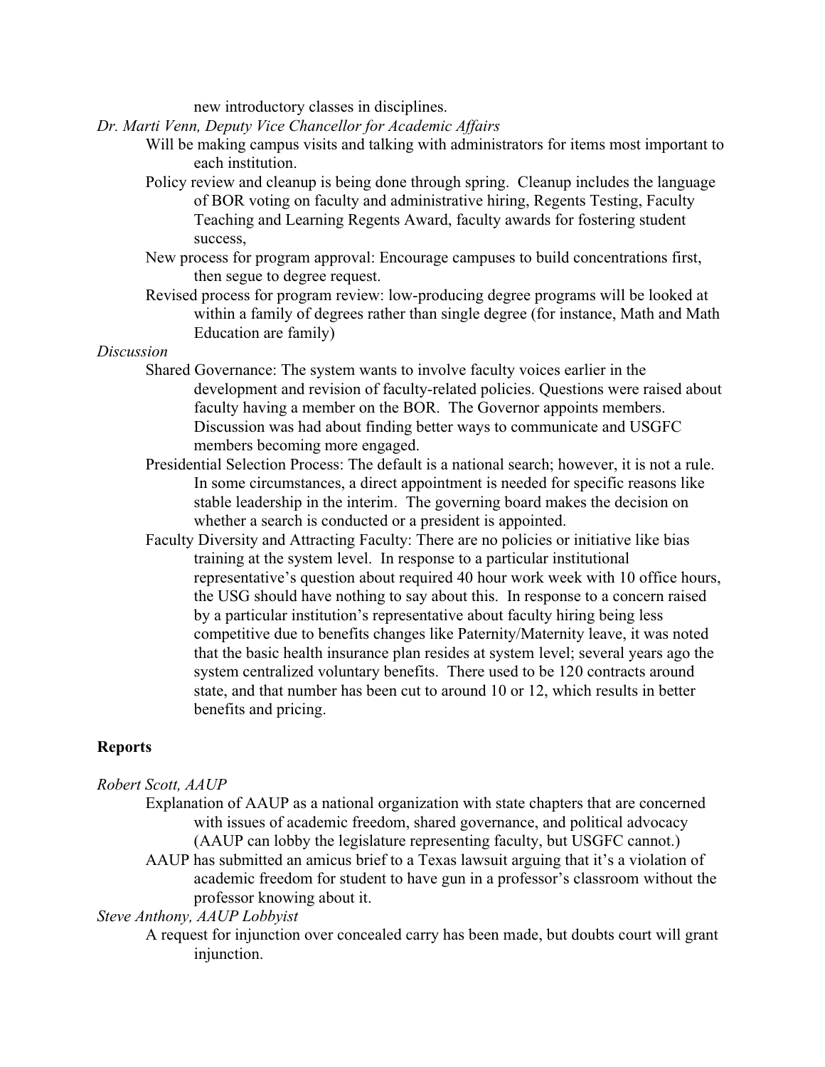new introductory classes in disciplines.

*Dr. Marti Venn, Deputy Vice Chancellor for Academic Affairs*

- Will be making campus visits and talking with administrators for items most important to each institution.
- Policy review and cleanup is being done through spring. Cleanup includes the language of BOR voting on faculty and administrative hiring, Regents Testing, Faculty Teaching and Learning Regents Award, faculty awards for fostering student success,
- New process for program approval: Encourage campuses to build concentrations first, then segue to degree request.
- Revised process for program review: low-producing degree programs will be looked at within a family of degrees rather than single degree (for instance, Math and Math Education are family)

*Discussion*

- Shared Governance: The system wants to involve faculty voices earlier in the development and revision of faculty-related policies. Questions were raised about faculty having a member on the BOR. The Governor appoints members. Discussion was had about finding better ways to communicate and USGFC members becoming more engaged.
- Presidential Selection Process: The default is a national search; however, it is not a rule. In some circumstances, a direct appointment is needed for specific reasons like stable leadership in the interim. The governing board makes the decision on whether a search is conducted or a president is appointed.
- Faculty Diversity and Attracting Faculty: There are no policies or initiative like bias training at the system level. In response to a particular institutional representative's question about required 40 hour work week with 10 office hours, the USG should have nothing to say about this. In response to a concern raised by a particular institution's representative about faculty hiring being less competitive due to benefits changes like Paternity/Maternity leave, it was noted that the basic health insurance plan resides at system level; several years ago the system centralized voluntary benefits. There used to be 120 contracts around state, and that number has been cut to around 10 or 12, which results in better benefits and pricing.

## Reports

*Robert Scott, AAUP*

- Explanation of AAUP as a national organization with state chapters that are concerned with issues of academic freedom, shared governance, and political advocacy (AAUP can lobby the legislature representing faculty, but USGFC cannot.)
- AAUP has submitted an amicus brief to a Texas lawsuit arguing that it's a violation of academic freedom for student to have gun in a professor's classroom without the professor knowing about it.

*Steve Anthony, AAUP Lobbyist*

- A request for injunction over concealed carry has been made, but doubts court will grant injunction.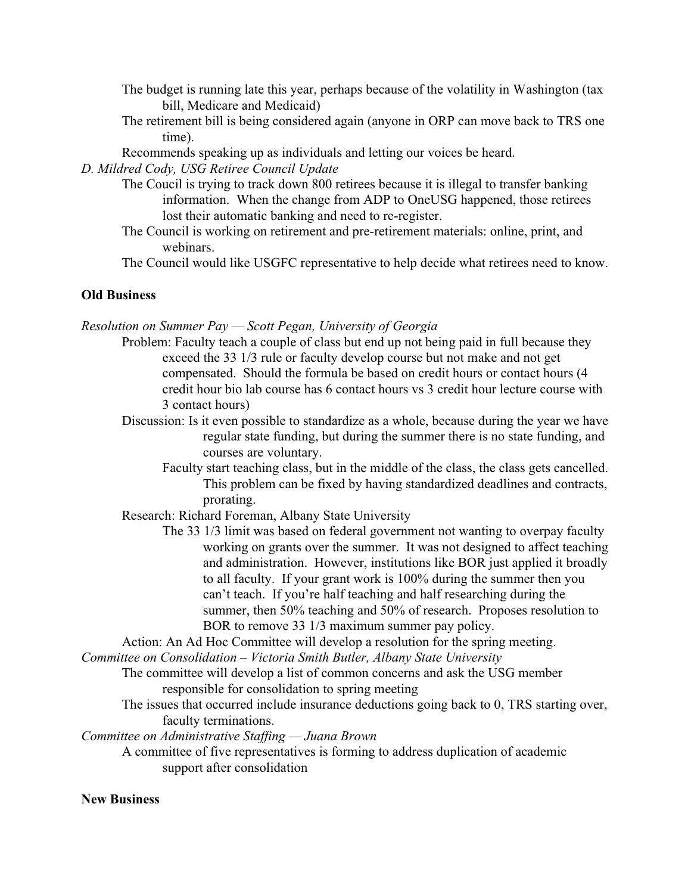The budget is running late this year, perhaps because of the volatility in Washington (tax bill, Medicare and Medicaid)

The retirement bill is being considered again (anyone in ORP can move back to TRS one time).

Recommends speaking up as individuals and letting our voices be heard.

*D. Mildred Cody, USG Retiree Council Update*

The Coucil is trying to track down 800 retirees because it is illegal to transfer banking information. When the change from ADP to OneUSG happened, those retirees lost their automatic banking and need to re-register.

The Council is working on retirement and pre-retirement materials: online, print, and webinars.

The Council would like USGFC representative to help decide what retirees need to know.

**Old Business**

*Resolution on Summer Pay — Scott Pegan, University of Georgia*

Problem: Faculty teach a couple of class but end up not being paid in full because they exceed the 33 1/3 rule or faculty develop course but not make and not get compensated. Should the formula be based on credit hours or contact hours (4 credit hour bio lab course has 6 contact hours vs 3 credit hour lecture course with 3 contact hours)

Discussion: Is it even possible to standardize as a whole, because during the year we have regular state funding, but during the summer there is no state funding, and courses are voluntary.

Faculty start teaching class, but in the middle of the class, the class gets cancelled. This problem can be fixed by having standardized deadlines and contracts, prorating.

Research: Richard Foreman, Albany State University

The 33 1/3 limit was based on federal government not wanting to overpay faculty working on grants over the summer. It was not designed to affect teaching and administration. However, institutions like BOR just applied it broadly to all faculty. If your grant work is 100% during the summer then you can't teach. If you're half teaching and half researching during the summer, then 50% teaching and 50% of research. Proposes resolution to BOR to remove 33 1/3 maximum summer pay policy.

Action: An Ad Hoc Committee will develop a resolution for the spring meeting.

*Committee on Consolidation – Victoria Smith Butler, Albany State University*

The committee will develop a list of common concerns and ask the USG member responsible for consolidation to spring meeting

The issues that occurred include insurance deductions going back to 0, TRS starting over, faculty terminations.

*Committee on Administrative Staffing — Juana Brown*

A committee of five representatives is forming to address duplication of academic support after consolidation

**New Business**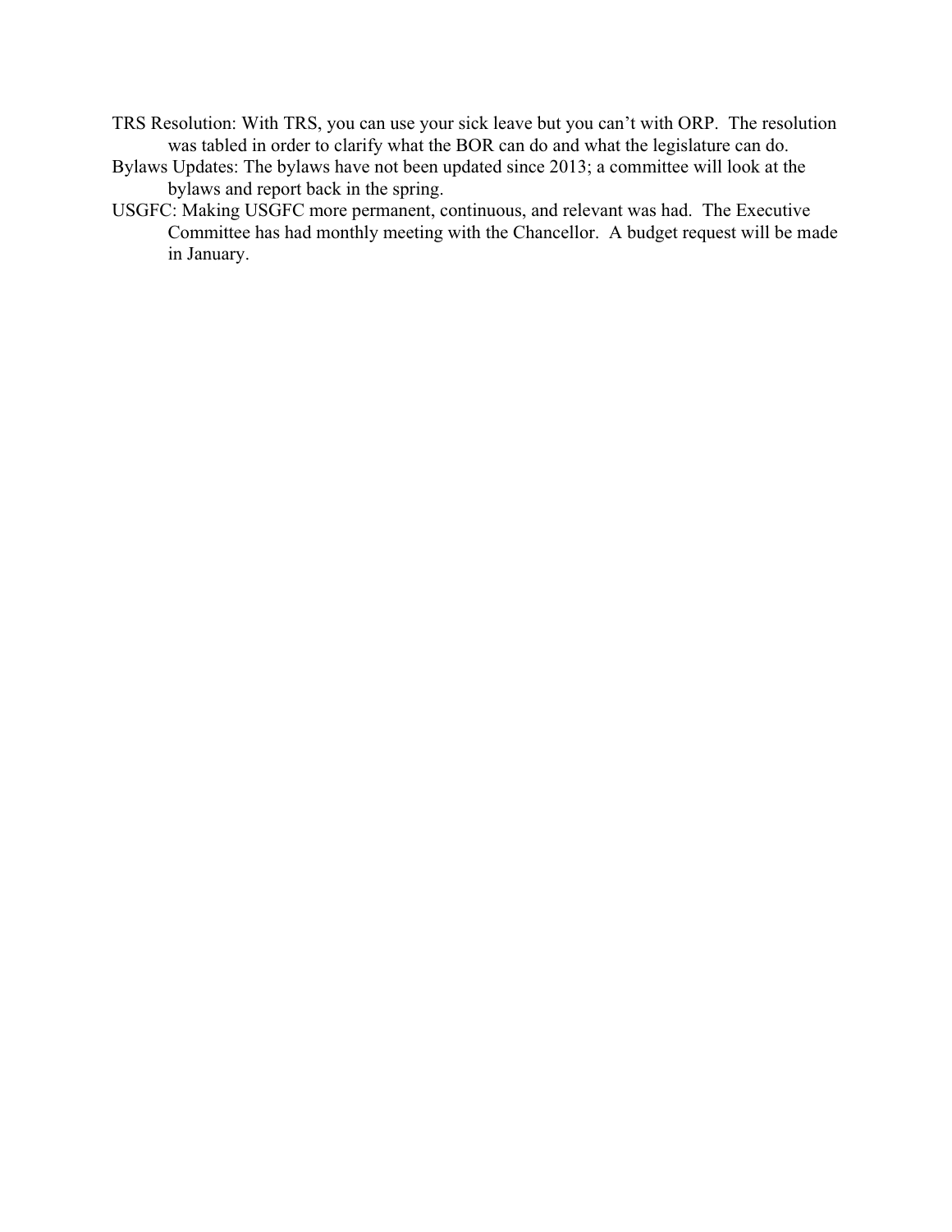TRS Resolution: With TRS, you can use your sick leave but you can't with ORP. The resolution was tabled in order to clarify what the BOR can do and what the legislature can do.

Bylaws Updates: The bylaws have not been updated since 2013; a committee will look at the bylaws and report back in the spring.

USGFC: Making USGFC more permanent, continuous, and relevant was had. The Executive Committee has had monthly meeting with the Chancellor. A budget request will be made in January.